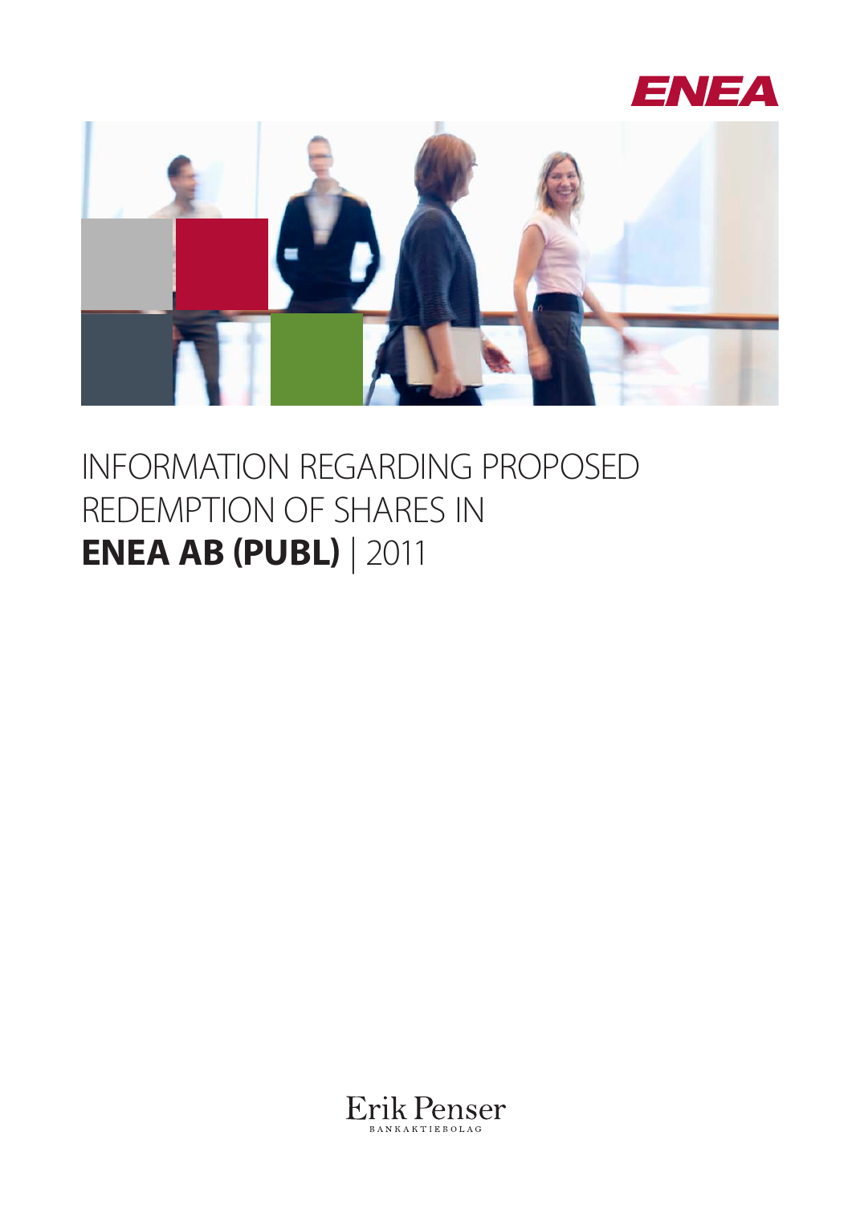ENEA

# INFORMATION REGARDING PROPOSED REDEMPTION OF SHARES IN **ENEA AB (PUBL)** | 2011

Erik Penser
BANKAKTIEBOLAG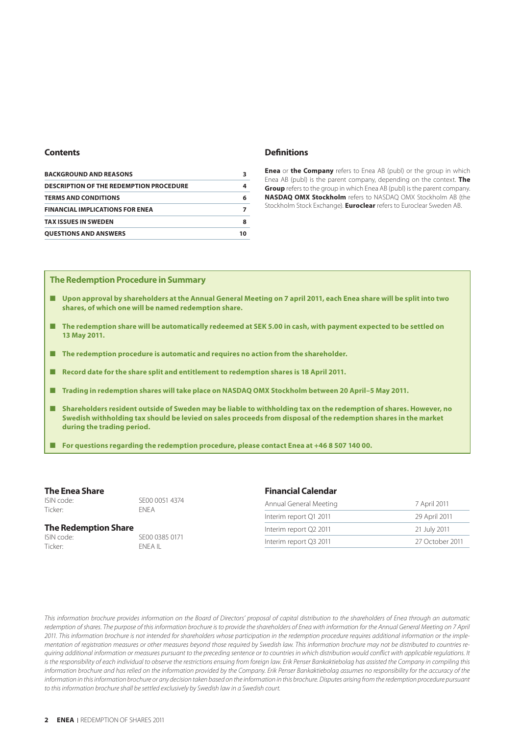## Contents

| | |
|---|---|
| **BACKGROUND AND REASONS** | **3** |
| **DESCRIPTION OF THE REDEMPTION PROCEDURE** | **4** |
| **TERMS AND CONDITIONS** | **6** |
| **FINANCIAL IMPLICATIONS FOR ENEA** | **7** |
| **TAX ISSUES IN SWEDEN** | **8** |
| **QUESTIONS AND ANSWERS** | **10** |

## Definitions

**Enea** or **the Company** refers to Enea AB (publ) or the group in which Enea AB (publ) is the parent company, depending on the context. **The Group** refers to the group in which Enea AB (publ) is the parent company. **NASDAQ OMX Stockholm** refers to NASDAQ OMX Stockholm AB (the Stockholm Stock Exchange). **Euroclear** refers to Euroclear Sweden AB.

### The Redemption Procedure in Summary

- **Upon approval by shareholders at the Annual General Meeting on 7 april 2011, each Enea share will be split into two shares, of which one will be named redemption share.**
- **The redemption share will be automatically redeemed at SEK 5.00 in cash, with payment expected to be settled on 13 May 2011.**
- **The redemption procedure is automatic and requires no action from the shareholder.**
- **Record date for the share split and entitlement to redemption shares is 18 April 2011.**
- **Trading in redemption shares will take place on NASDAQ OMX Stockholm between 20 April–5 May 2011.**
- **Shareholders resident outside of Sweden may be liable to withholding tax on the redemption of shares. However, no Swedish withholding tax should be levied on sales proceeds from disposal of the redemption shares in the market during the trading period.**
- **For questions regarding the redemption procedure, please contact Enea at +46 8 507 140 00.**

### The Enea Share

ISIN code: SE00 0051 4374
Ticker: ENEA

### The Redemption Share

ISIN code: SE00 0385 0171
Ticker: ENEA IL

### Financial Calendar

| | |
|---|---|
| Annual General Meeting | 7 April 2011 |
| Interim report Q1 2011 | 29 April 2011 |
| Interim report Q2 2011 | 21 July 2011 |
| Interim report Q3 2011 | 27 October 2011 |

*This information brochure provides information on the Board of Directors' proposal of capital distribution to the shareholders of Enea through an automatic redemption of shares. The purpose of this information brochure is to provide the shareholders of Enea with information for the Annual General Meeting on 7 April 2011. This information brochure is not intended for shareholders whose participation in the redemption procedure requires additional information or the implementation of registration measures or other measures beyond those required by Swedish law. This information brochure may not be distributed to countries requiring additional information or measures pursuant to the preceding sentence or to countries in which distribution would conflict with applicable regulations. It is the responsibility of each individual to observe the restrictions ensuing from foreign law. Erik Penser Bankaktiebolag has assisted the Company in compiling this information brochure and has relied on the information provided by the Company. Erik Penser Bankaktiebolag assumes no responsibility for the accuracy of the information in this information brochure or any decision taken based on the information in this brochure. Disputes arising from the redemption procedure pursuant to this information brochure shall be settled exclusively by Swedish law in a Swedish court.*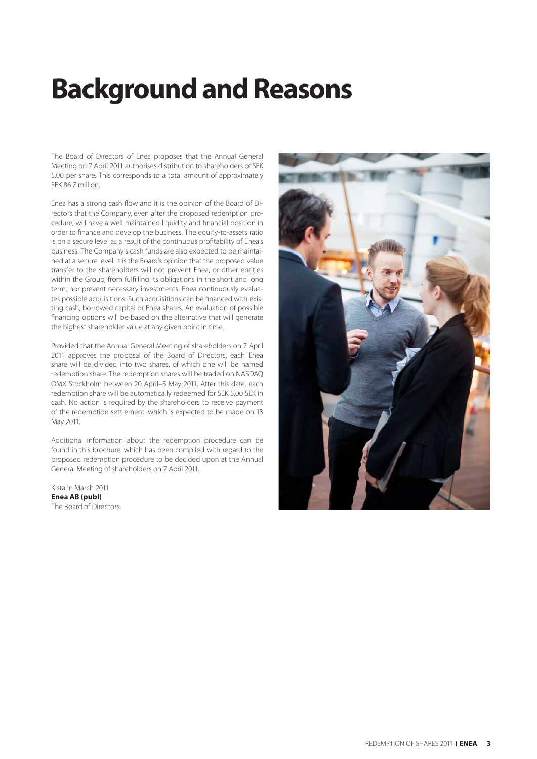# Background and Reasons

The Board of Directors of Enea proposes that the Annual General Meeting on 7 April 2011 authorises distribution to shareholders of SEK 5.00 per share. This corresponds to a total amount of approximately SEK 86.7 million.

Enea has a strong cash flow and it is the opinion of the Board of Directors that the Company, even after the proposed redemption procedure, will have a well maintained liquidity and financial position in order to finance and develop the business. The equity-to-assets ratio is on a secure level as a result of the continuous profitability of Enea's business. The Company's cash funds are also expected to be maintained at a secure level. It is the Board's opinion that the proposed value transfer to the shareholders will not prevent Enea, or other entities within the Group, from fulfilling its obligations in the short and long term, nor prevent necessary investments. Enea continuously evaluates possible acquisitions. Such acquisitions can be financed with existing cash, borrowed capital or Enea shares. An evaluation of possible financing options will be based on the alternative that will generate the highest shareholder value at any given point in time.

Provided that the Annual General Meeting of shareholders on 7 April 2011 approves the proposal of the Board of Directors, each Enea share will be divided into two shares, of which one will be named redemption share. The redemption shares will be traded on NASDAQ OMX Stockholm between 20 April–5 May 2011. After this date, each redemption share will be automatically redeemed for SEK 5.00 SEK in cash. No action is required by the shareholders to receive payment of the redemption settlement, which is expected to be made on 13 May 2011.

Additional information about the redemption procedure can be found in this brochure, which has been compiled with regard to the proposed redemption procedure to be decided upon at the Annual General Meeting of shareholders on 7 April 2011.

Kista in March 2011
**Enea AB (publ)**
The Board of Directors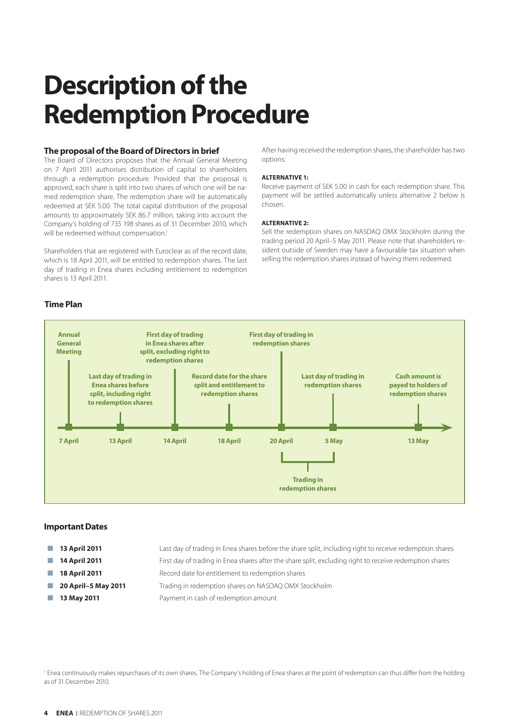# Description of the Redemption Procedure

### The proposal of the Board of Directors in brief

The Board of Directors proposes that the Annual General Meeting on 7 April 2011 authorises distribution of capital to shareholders through a redemption procedure. Provided that the proposal is approved, each share is split into two shares of which one will be named redemption share. The redemption share will be automatically redeemed at SEK 5.00. The total capital distribution of the proposal amounts to approximately SEK 86.7 million, taking into account the Company's holding of 735 198 shares as of 31 December 2010, which will be redeemed without compensation.[1]

Shareholders that are registered with Euroclear as of the record date, which is 18 April 2011, will be entitled to redemption shares. The last day of trading in Enea shares including entitlement to redemption shares is 13 April 2011.

After having received the redemption shares, the shareholder has two options:

**ALTERNATIVE 1:**

Receive payment of SEK 5.00 in cash for each redemption share. This payment will be settled automatically unless alternative 2 below is chosen.

**ALTERNATIVE 2:**

Sell the redemption shares on NASDAQ OMX Stockholm during the trading period 20 April–5 May 2011. Please note that shareholders resident outside of Sweden may have a favourable tax situation when selling the redemption shares instead of having them redeemed.

### Time Plan

| Date | Event |
| --- | --- |
| 7 April | Annual General Meeting |
| 13 April | Last day of trading in Enea shares before split, including right to redemption shares |
| 14 April | First day of trading in Enea shares after split, excluding right to redemption shares |
| 18 April | Record date for the share split and entitlement to redemption shares |
| 20 April | First day of trading in redemption shares |
| 5 May | Last day of trading in redemption shares |
| 13 May | Cash amount is payed to holders of redemption shares |

20 April – 5 May: Trading in redemption shares

### Important Dates

- **13 April 2011** Last day of trading in Enea shares before the share split, including right to receive redemption shares
- **14 April 2011** First day of trading in Enea shares after the share split, excluding right to receive redemption shares
- **18 April 2011** Record date for entitlement to redemption shares
- **20 April–5 May 2011** Trading in redemption shares on NASDAQ OMX Stockholm
- **13 May 2011** Payment in cash of redemption amount

[1] Enea continuously makes repurchases of its own shares. The Company's holding of Enea shares at the point of redemption can thus differ from the holding as of 31 December 2010.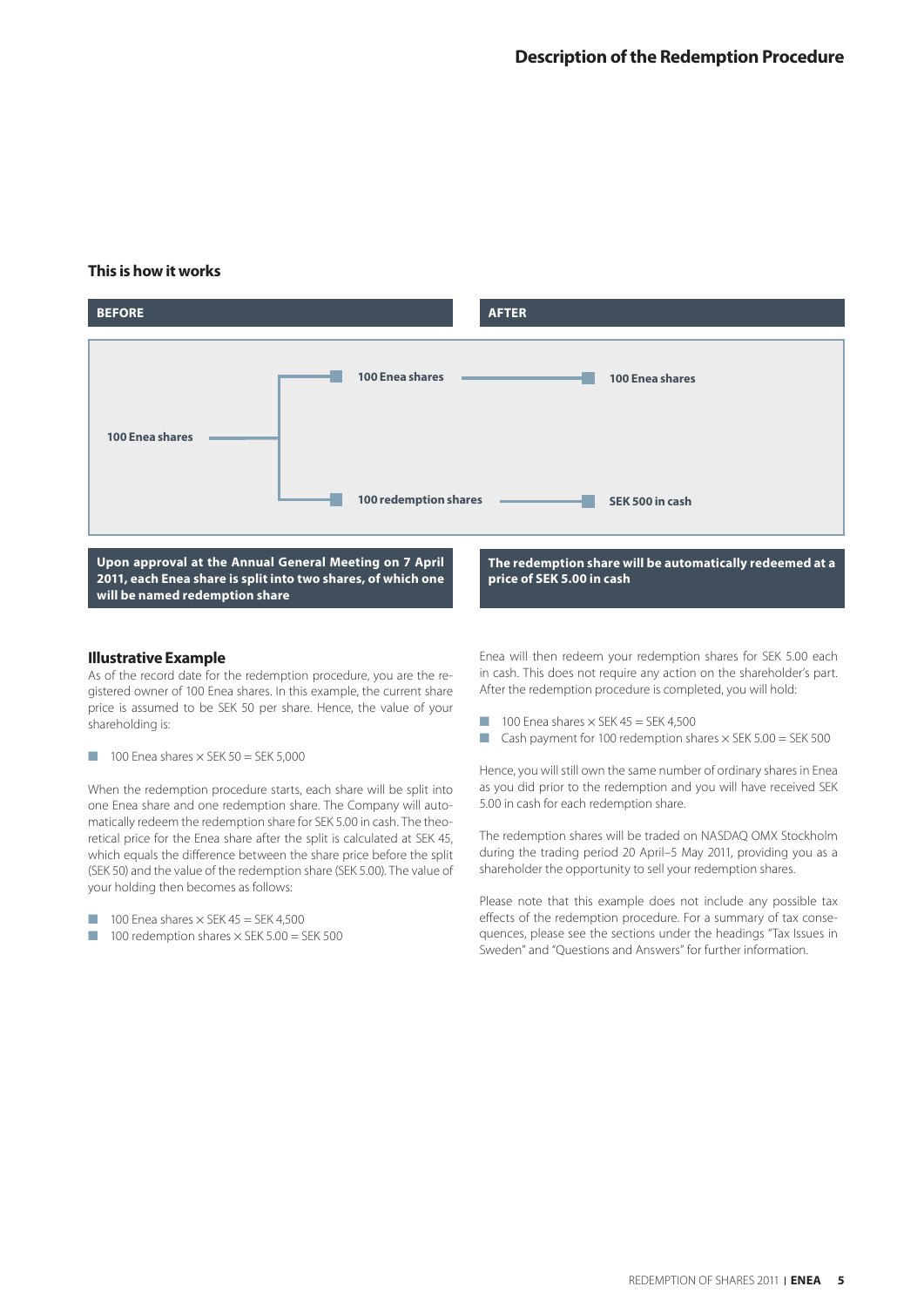## Description of the Redemption Procedure

### This is how it works

| BEFORE | | AFTER |
|---|---|---|
| 100 Enea shares | 100 Enea shares | 100 Enea shares |
| | 100 redemption shares | SEK 500 in cash |

**Upon approval at the Annual General Meeting on 7 April 2011, each Enea share is split into two shares, of which one will be named redemption share**

**The redemption share will be automatically redeemed at a price of SEK 5.00 in cash**

### Illustrative Example

As of the record date for the redemption procedure, you are the registered owner of 100 Enea shares. In this example, the current share price is assumed to be SEK 50 per share. Hence, the value of your shareholding is:

- 100 Enea shares × SEK 50 = SEK 5,000

When the redemption procedure starts, each share will be split into one Enea share and one redemption share. The Company will automatically redeem the redemption share for SEK 5.00 in cash. The theoretical price for the Enea share after the split is calculated at SEK 45, which equals the difference between the share price before the split (SEK 50) and the value of the redemption share (SEK 5.00). The value of your holding then becomes as follows:

- 100 Enea shares × SEK 45 = SEK 4,500
- 100 redemption shares × SEK 5.00 = SEK 500

Enea will then redeem your redemption shares for SEK 5.00 each in cash. This does not require any action on the shareholder's part. After the redemption procedure is completed, you will hold:

- 100 Enea shares × SEK 45 = SEK 4,500
- Cash payment for 100 redemption shares × SEK 5.00 = SEK 500

Hence, you will still own the same number of ordinary shares in Enea as you did prior to the redemption and you will have received SEK 5.00 in cash for each redemption share.

The redemption shares will be traded on NASDAQ OMX Stockholm during the trading period 20 April–5 May 2011, providing you as a shareholder the opportunity to sell your redemption shares.

Please note that this example does not include any possible tax effects of the redemption procedure. For a summary of tax consequences, please see the sections under the headings "Tax Issues in Sweden" and "Questions and Answers" for further information.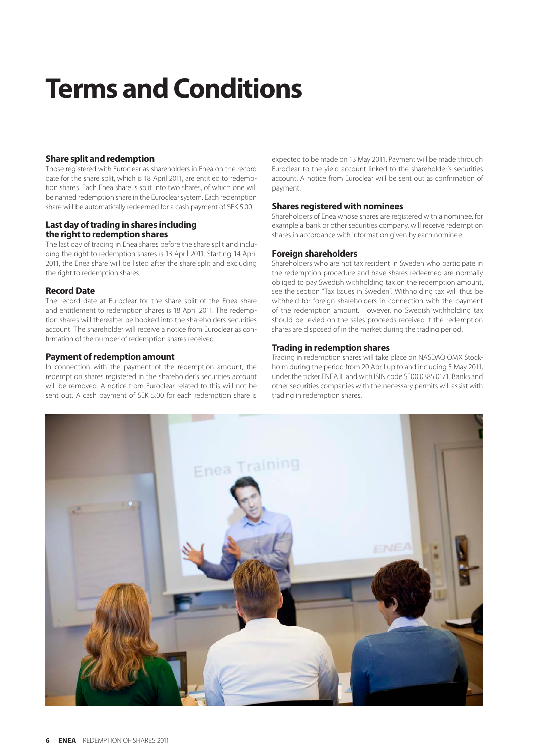# Terms and Conditions

### Share split and redemption

Those registered with Euroclear as shareholders in Enea on the record date for the share split, which is 18 April 2011, are entitled to redemption shares. Each Enea share is split into two shares, of which one will be named redemption share in the Euroclear system. Each redemption share will be automatically redeemed for a cash payment of SEK 5.00.

### Last day of trading in shares including the right to redemption shares

The last day of trading in Enea shares before the share split and including the right to redemption shares is 13 April 2011. Starting 14 April 2011, the Enea share will be listed after the share split and excluding the right to redemption shares.

### Record Date

The record date at Euroclear for the share split of the Enea share and entitlement to redemption shares is 18 April 2011. The redemption shares will thereafter be booked into the shareholders securities account. The shareholder will receive a notice from Euroclear as confirmation of the number of redemption shares received.

### Payment of redemption amount

In connection with the payment of the redemption amount, the redemption shares registered in the shareholder's securities account will be removed. A notice from Euroclear related to this will not be sent out. A cash payment of SEK 5.00 for each redemption share is expected to be made on 13 May 2011. Payment will be made through Euroclear to the yield account linked to the shareholder's securities account. A notice from Euroclear will be sent out as confirmation of payment.

### Shares registered with nominees

Shareholders of Enea whose shares are registered with a nominee, for example a bank or other securities company, will receive redemption shares in accordance with information given by each nominee.

### Foreign shareholders

Shareholders who are not tax resident in Sweden who participate in the redemption procedure and have shares redeemed are normally obliged to pay Swedish withholding tax on the redemption amount, see the section "Tax Issues in Sweden". Withholding tax will thus be withheld for foreign shareholders in connection with the payment of the redemption amount. However, no Swedish withholding tax should be levied on the sales proceeds received if the redemption shares are disposed of in the market during the trading period.

### Trading in redemption shares

Trading in redemption shares will take place on NASDAQ OMX Stockholm during the period from 20 April up to and including 5 May 2011, under the ticker ENEA IL and with ISIN code SE00 0385 0171. Banks and other securities companies with the necessary permits will assist with trading in redemption shares.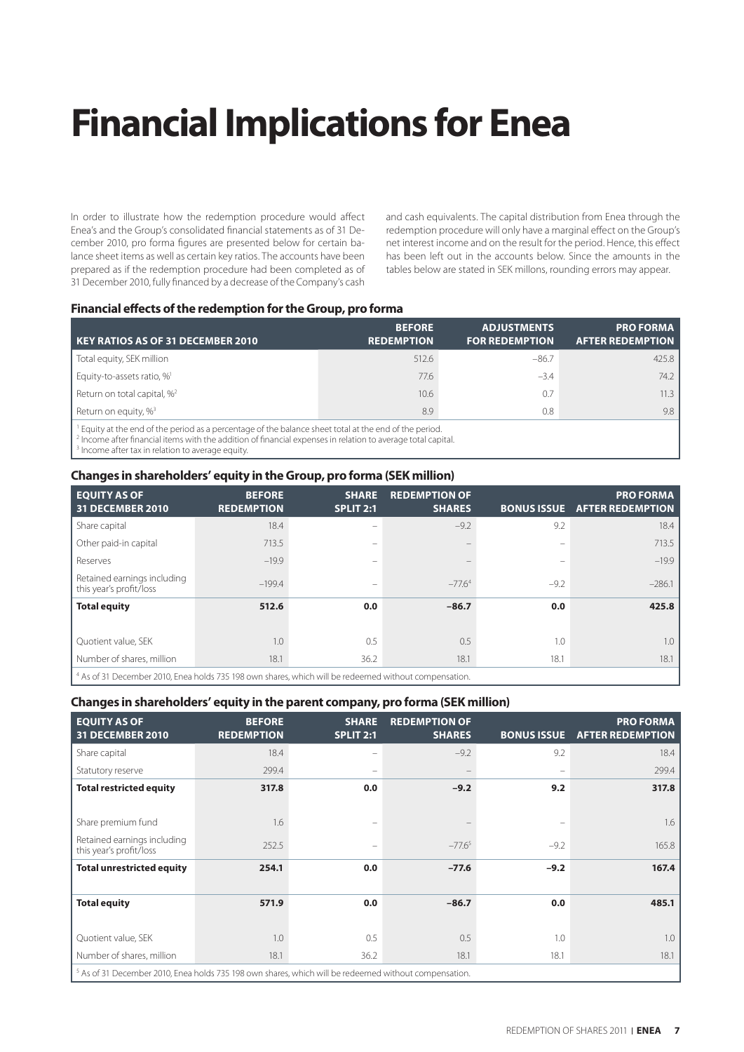# Financial Implications for Enea

In order to illustrate how the redemption procedure would affect Enea's and the Group's consolidated financial statements as of 31 December 2010, pro forma figures are presented below for certain balance sheet items as well as certain key ratios. The accounts have been prepared as if the redemption procedure had been completed as of 31 December 2010, fully financed by a decrease of the Company's cash and cash equivalents. The capital distribution from Enea through the redemption procedure will only have a marginal effect on the Group's net interest income and on the result for the period. Hence, this effect has been left out in the accounts below. Since the amounts in the tables below are stated in SEK millons, rounding errors may appear.

### Financial effects of the redemption for the Group, pro forma

| KEY RATIOS AS OF 31 DECEMBER 2010 | BEFORE REDEMPTION | ADJUSTMENTS FOR REDEMPTION | PRO FORMA AFTER REDEMPTION |
|---|---|---|---|
| Total equity, SEK million | 512.6 | –86.7 | 425.8 |
| Equity-to-assets ratio, %[1] | 77.6 | –3.4 | 74.2 |
| Return on total capital, %[2] | 10.6 | 0.7 | 11.3 |
| Return on equity, %[3] | 8.9 | 0.8 | 9.8 |

[1] Equity at the end of the period as a percentage of the balance sheet total at the end of the period.
[2] Income after financial items with the addition of financial expenses in relation to average total capital.
[3] Income after tax in relation to average equity.

### Changes in shareholders' equity in the Group, pro forma (SEK million)

| EQUITY AS OF 31 DECEMBER 2010 | BEFORE REDEMPTION | SHARE SPLIT 2:1 | REDEMPTION OF SHARES | BONUS ISSUE | PRO FORMA AFTER REDEMPTION |
|---|---|---|---|---|---|
| Share capital | 18.4 | – | –9.2 | 9.2 | 18.4 |
| Other paid-in capital | 713.5 | – | – | – | 713.5 |
| Reserves | –19.9 | – | – | – | –19.9 |
| Retained earnings including this year's profit/loss | –199.4 | – | –77.6[4] | –9.2 | –286.1 |
| **Total equity** | **512.6** | **0.0** | **–86.7** | **0.0** | **425.8** |
| | | | | | |
| Quotient value, SEK | 1.0 | 0.5 | 0.5 | 1.0 | 1.0 |
| Number of shares, million | 18.1 | 36.2 | 18.1 | 18.1 | 18.1 |

[4] As of 31 December 2010, Enea holds 735 198 own shares, which will be redeemed without compensation.

### Changes in shareholders' equity in the parent company, pro forma (SEK million)

| EQUITY AS OF 31 DECEMBER 2010 | BEFORE REDEMPTION | SHARE SPLIT 2:1 | REDEMPTION OF SHARES | BONUS ISSUE | PRO FORMA AFTER REDEMPTION |
|---|---|---|---|---|---|
| Share capital | 18.4 | – | –9.2 | 9.2 | 18.4 |
| Statutory reserve | 299.4 | – | – | – | 299.4 |
| **Total restricted equity** | **317.8** | **0.0** | **–9.2** | **9.2** | **317.8** |
| | | | | | |
| Share premium fund | 1.6 | – | – | – | 1.6 |
| Retained earnings including this year's profit/loss | 252.5 | – | –77.6[5] | –9.2 | 165.8 |
| **Total unrestricted equity** | **254.1** | **0.0** | **–77.6** | **–9.2** | **167.4** |
| | | | | | |
| **Total equity** | **571.9** | **0.0** | **–86.7** | **0.0** | **485.1** |
| | | | | | |
| Quotient value, SEK | 1.0 | 0.5 | 0.5 | 1.0 | 1.0 |
| Number of shares, million | 18.1 | 36.2 | 18.1 | 18.1 | 18.1 |

[5] As of 31 December 2010, Enea holds 735 198 own shares, which will be redeemed without compensation.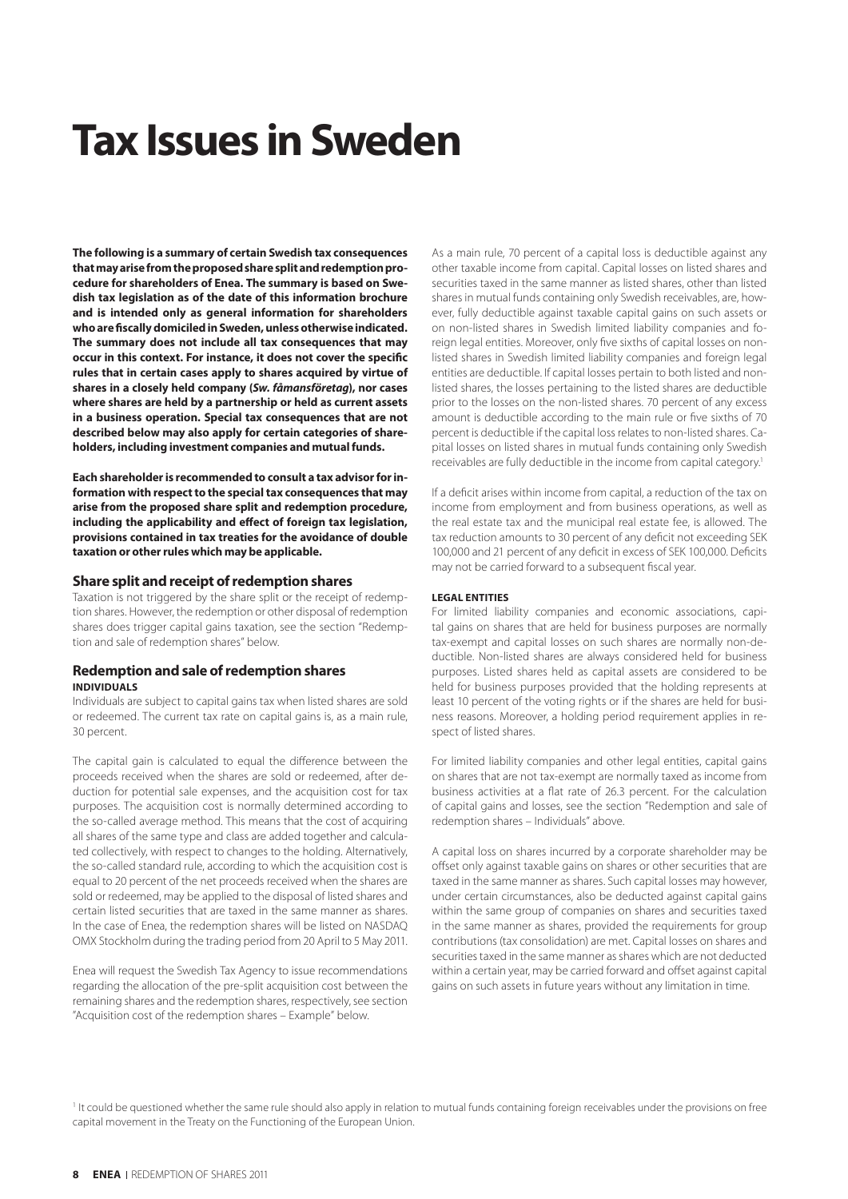# Tax Issues in Sweden

**The following is a summary of certain Swedish tax consequences that may arise from the proposed share split and redemption procedure for shareholders of Enea. The summary is based on Swedish tax legislation as of the date of this information brochure and is intended only as general information for shareholders who are fiscally domiciled in Sweden, unless otherwise indicated. The summary does not include all tax consequences that may occur in this context. For instance, it does not cover the specific rules that in certain cases apply to shares acquired by virtue of shares in a closely held company (*Sw. fåmansföretag*), nor cases where shares are held by a partnership or held as current assets in a business operation. Special tax consequences that are not described below may also apply for certain categories of shareholders, including investment companies and mutual funds.**

**Each shareholder is recommended to consult a tax advisor for information with respect to the special tax consequences that may arise from the proposed share split and redemption procedure, including the applicability and effect of foreign tax legislation, provisions contained in tax treaties for the avoidance of double taxation or other rules which may be applicable.**

## Share split and receipt of redemption shares

Taxation is not triggered by the share split or the receipt of redemption shares. However, the redemption or other disposal of redemption shares does trigger capital gains taxation, see the section "Redemption and sale of redemption shares" below.

## Redemption and sale of redemption shares

### INDIVIDUALS

Individuals are subject to capital gains tax when listed shares are sold or redeemed. The current tax rate on capital gains is, as a main rule, 30 percent.

The capital gain is calculated to equal the difference between the proceeds received when the shares are sold or redeemed, after deduction for potential sale expenses, and the acquisition cost for tax purposes. The acquisition cost is normally determined according to the so-called average method. This means that the cost of acquiring all shares of the same type and class are added together and calculated collectively, with respect to changes to the holding. Alternatively, the so-called standard rule, according to which the acquisition cost is equal to 20 percent of the net proceeds received when the shares are sold or redeemed, may be applied to the disposal of listed shares and certain listed securities that are taxed in the same manner as shares. In the case of Enea, the redemption shares will be listed on NASDAQ OMX Stockholm during the trading period from 20 April to 5 May 2011.

Enea will request the Swedish Tax Agency to issue recommendations regarding the allocation of the pre-split acquisition cost between the remaining shares and the redemption shares, respectively, see section "Acquisition cost of the redemption shares – Example" below.

As a main rule, 70 percent of a capital loss is deductible against any other taxable income from capital. Capital losses on listed shares and securities taxed in the same manner as listed shares, other than listed shares in mutual funds containing only Swedish receivables, are, however, fully deductible against taxable capital gains on such assets or on non-listed shares in Swedish limited liability companies and foreign legal entities. Moreover, only five sixths of capital losses on non-listed shares in Swedish limited liability companies and foreign legal entities are deductible. If capital losses pertain to both listed and non-listed shares, the losses pertaining to the listed shares are deductible prior to the losses on the non-listed shares. 70 percent of any excess amount is deductible according to the main rule or five sixths of 70 percent is deductible if the capital loss relates to non-listed shares. Capital losses on listed shares in mutual funds containing only Swedish receivables are fully deductible in the income from capital category.[1]

If a deficit arises within income from capital, a reduction of the tax on income from employment and from business operations, as well as the real estate tax and the municipal real estate fee, is allowed. The tax reduction amounts to 30 percent of any deficit not exceeding SEK 100,000 and 21 percent of any deficit in excess of SEK 100,000. Deficits may not be carried forward to a subsequent fiscal year.

### LEGAL ENTITIES

For limited liability companies and economic associations, capital gains on shares that are held for business purposes are normally tax-exempt and capital losses on such shares are normally non-deductible. Non-listed shares are always considered held for business purposes. Listed shares held as capital assets are considered to be held for business purposes provided that the holding represents at least 10 percent of the voting rights or if the shares are held for business reasons. Moreover, a holding period requirement applies in respect of listed shares.

For limited liability companies and other legal entities, capital gains on shares that are not tax-exempt are normally taxed as income from business activities at a flat rate of 26.3 percent. For the calculation of capital gains and losses, see the section "Redemption and sale of redemption shares – Individuals" above.

A capital loss on shares incurred by a corporate shareholder may be offset only against taxable gains on shares or other securities that are taxed in the same manner as shares. Such capital losses may however, under certain circumstances, also be deducted against capital gains within the same group of companies on shares and securities taxed in the same manner as shares, provided the requirements for group contributions (tax consolidation) are met. Capital losses on shares and securities taxed in the same manner as shares which are not deducted within a certain year, may be carried forward and offset against capital gains on such assets in future years without any limitation in time.

[1] It could be questioned whether the same rule should also apply in relation to mutual funds containing foreign receivables under the provisions on free capital movement in the Treaty on the Functioning of the European Union.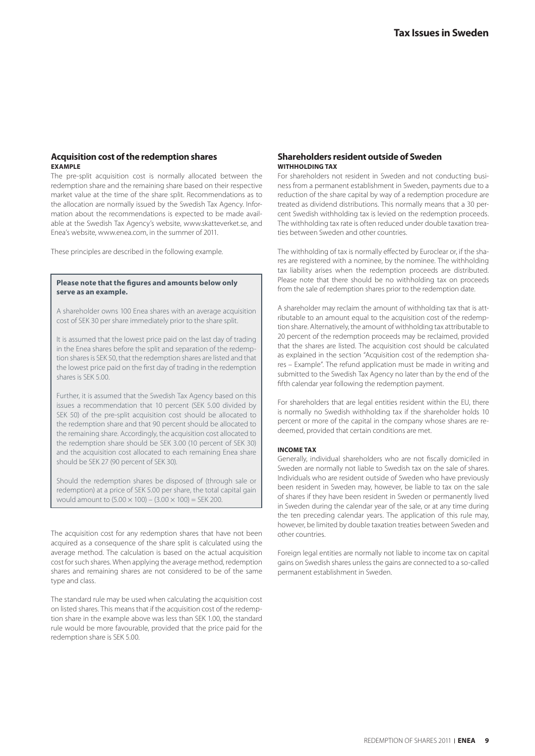## Acquisition cost of the redemption shares

**EXAMPLE**

The pre-split acquisition cost is normally allocated between the redemption share and the remaining share based on their respective market value at the time of the share split. Recommendations as to the allocation are normally issued by the Swedish Tax Agency. Information about the recommendations is expected to be made available at the Swedish Tax Agency's website, www.skatteverket.se, and Enea's website, www.enea.com, in the summer of 2011.

These principles are described in the following example.

> **Please note that the figures and amounts below only serve as an example.**
>
> A shareholder owns 100 Enea shares with an average acquisition cost of SEK 30 per share immediately prior to the share split.
>
> It is assumed that the lowest price paid on the last day of trading in the Enea shares before the split and separation of the redemption shares is SEK 50, that the redemption shares are listed and that the lowest price paid on the first day of trading in the redemption shares is SEK 5.00.
>
> Further, it is assumed that the Swedish Tax Agency based on this issues a recommendation that 10 percent (SEK 5.00 divided by SEK 50) of the pre-split acquisition cost should be allocated to the redemption share and that 90 percent should be allocated to the remaining share. Accordingly, the acquisition cost allocated to the redemption share should be SEK 3.00 (10 percent of SEK 30) and the acquisition cost allocated to each remaining Enea share should be SEK 27 (90 percent of SEK 30).
>
> Should the redemption shares be disposed of (through sale or redemption) at a price of SEK 5.00 per share, the total capital gain would amount to $(5.00 \times 100) - (3.00 \times 100) =$ SEK 200.

The acquisition cost for any redemption shares that have not been acquired as a consequence of the share split is calculated using the average method. The calculation is based on the actual acquisition cost for such shares. When applying the average method, redemption shares and remaining shares are not considered to be of the same type and class.

The standard rule may be used when calculating the acquisition cost on listed shares. This means that if the acquisition cost of the redemption share in the example above was less than SEK 1.00, the standard rule would be more favourable, provided that the price paid for the redemption share is SEK 5.00.

## Shareholders resident outside of Sweden

**WITHHOLDING TAX**

For shareholders not resident in Sweden and not conducting business from a permanent establishment in Sweden, payments due to a reduction of the share capital by way of a redemption procedure are treated as dividend distributions. This normally means that a 30 percent Swedish withholding tax is levied on the redemption proceeds. The withholding tax rate is often reduced under double taxation treaties between Sweden and other countries.

The withholding of tax is normally effected by Euroclear or, if the shares are registered with a nominee, by the nominee. The withholding tax liability arises when the redemption proceeds are distributed. Please note that there should be no withholding tax on proceeds from the sale of redemption shares prior to the redemption date.

A shareholder may reclaim the amount of withholding tax that is attributable to an amount equal to the acquisition cost of the redemption share. Alternatively, the amount of withholding tax attributable to 20 percent of the redemption proceeds may be reclaimed, provided that the shares are listed. The acquisition cost should be calculated as explained in the section "Acquisition cost of the redemption shares – Example". The refund application must be made in writing and submitted to the Swedish Tax Agency no later than by the end of the fifth calendar year following the redemption payment.

For shareholders that are legal entities resident within the EU, there is normally no Swedish withholding tax if the shareholder holds 10 percent or more of the capital in the company whose shares are redeemed, provided that certain conditions are met.

**INCOME TAX**

Generally, individual shareholders who are not fiscally domiciled in Sweden are normally not liable to Swedish tax on the sale of shares. Individuals who are resident outside of Sweden who have previously been resident in Sweden may, however, be liable to tax on the sale of shares if they have been resident in Sweden or permanently lived in Sweden during the calendar year of the sale, or at any time during the ten preceding calendar years. The application of this rule may, however, be limited by double taxation treaties between Sweden and other countries.

Foreign legal entities are normally not liable to income tax on capital gains on Swedish shares unless the gains are connected to a so-called permanent establishment in Sweden.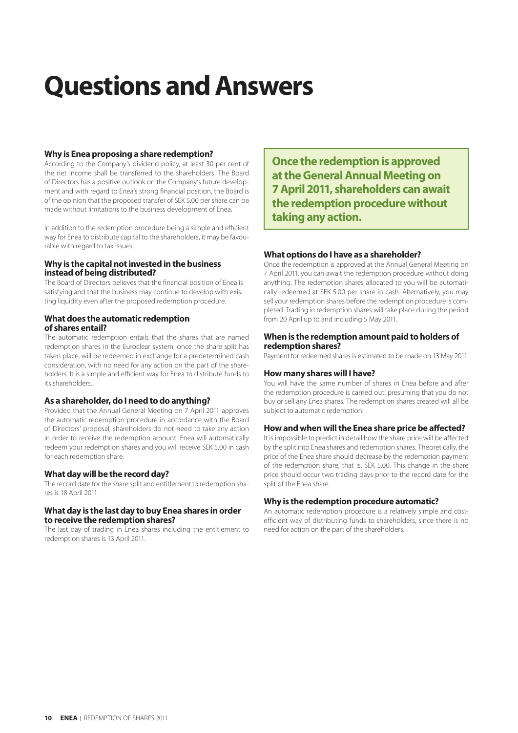# Questions and Answers

### Why is Enea proposing a share redemption?

According to the Company's dividend policy, at least 30 per cent of the net income shall be transferred to the shareholders. The Board of Directors has a positive outlook on the Company's future development and with regard to Enea's strong financial position, the Board is of the opinion that the proposed transfer of SEK 5.00 per share can be made without limitations to the business development of Enea.

In addition to the redemption procedure being a simple and efficient way for Enea to distribute capital to the shareholders, it may be favourable with regard to tax issues.

### Why is the capital not invested in the business instead of being distributed?

The Board of Directors believes that the financial position of Enea is satisfying and that the business may continue to develop with existing liquidity even after the proposed redemption procedure.

### What does the automatic redemption of shares entail?

The automatic redemption entails that the shares that are named redemption shares in the Euroclear system, once the share split has taken place, will be redeemed in exchange for a predetermined cash consideration, with no need for any action on the part of the shareholders. It is a simple and efficient way for Enea to distribute funds to its shareholders.

### As a shareholder, do I need to do anything?

Provided that the Annual General Meeting on 7 April 2011 approves the automatic redemption procedure in accordance with the Board of Directors' proposal, shareholders do not need to take any action in order to receive the redemption amount. Enea will automatically redeem your redemption shares and you will receive SEK 5.00 in cash for each redemption share.

### What day will be the record day?

The record date for the share split and entitlement to redemption shares is 18 April 2011.

### What day is the last day to buy Enea shares in order to receive the redemption shares?

The last day of trading in Enea shares including the entitlement to redemption shares is 13 April 2011.

**Once the redemption is approved at the General Annual Meeting on 7 April 2011, shareholders can await the redemption procedure without taking any action.**

### What options do I have as a shareholder?

Once the redemption is approved at the Annual General Meeting on 7 April 2011, you can await the redemption procedure without doing anything. The redemption shares allocated to you will be automatically redeemed at SEK 5.00 per share in cash. Alternatively, you may sell your redemption shares before the redemption procedure is completed. Trading in redemption shares will take place during the period from 20 April up to and including 5 May 2011.

### When is the redemption amount paid to holders of redemption shares?

Payment for redeemed shares is estimated to be made on 13 May 2011.

### How many shares will I have?

You will have the same number of shares in Enea before and after the redemption procedure is carried out, presuming that you do not buy or sell any Enea shares. The redemption shares created will all be subject to automatic redemption.

### How and when will the Enea share price be affected?

It is impossible to predict in detail how the share price will be affected by the split into Enea shares and redemption shares. Theoretically, the price of the Enea share should decrease by the redemption payment of the redemption share, that is, SEK 5.00. This change in the share price should occur two trading days prior to the record date for the split of the Enea share.

### Why is the redemption procedure automatic?

An automatic redemption procedure is a relatively simple and cost-efficient way of distributing funds to shareholders, since there is no need for action on the part of the shareholders.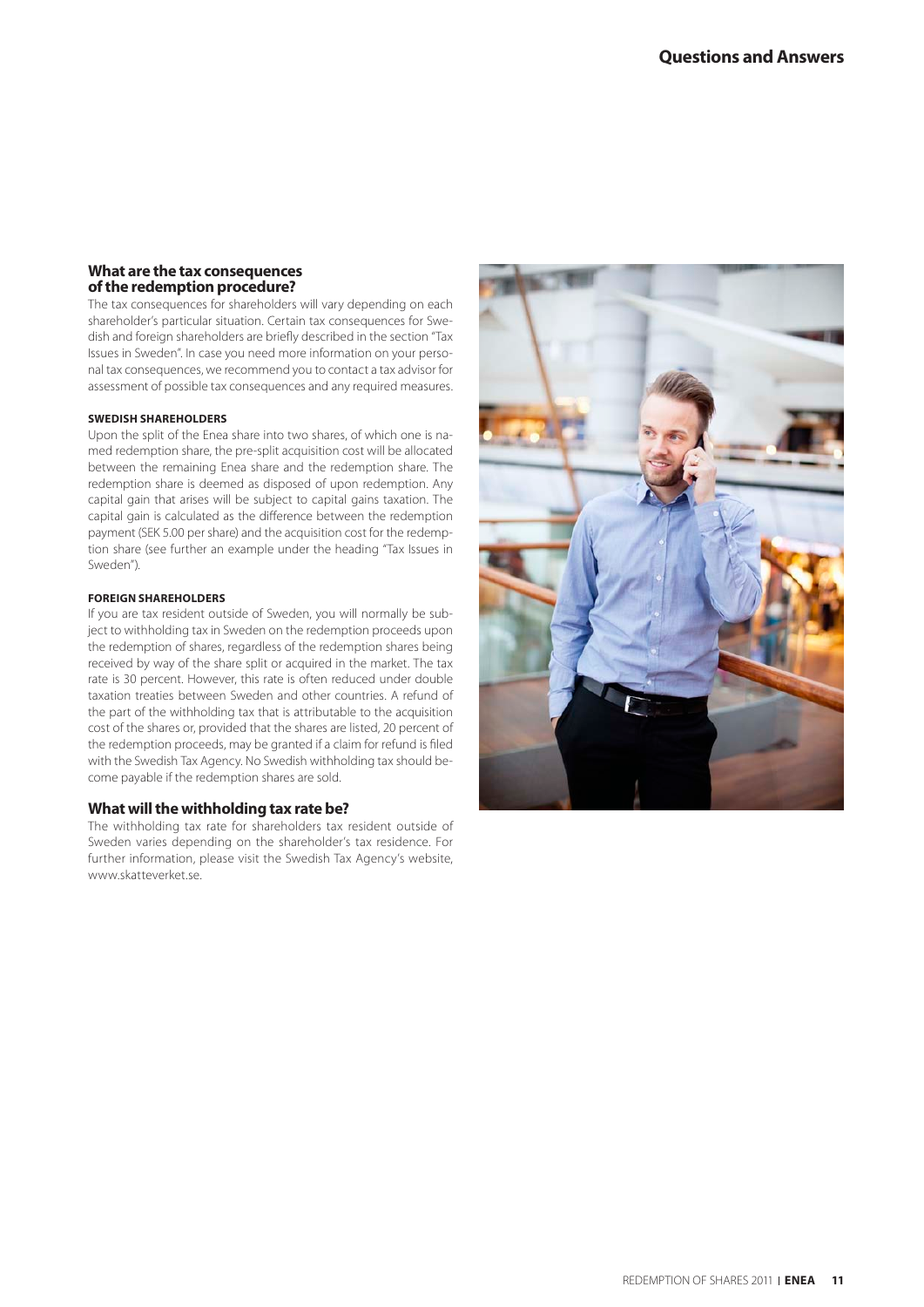## What are the tax consequences of the redemption procedure?

The tax consequences for shareholders will vary depending on each shareholder's particular situation. Certain tax consequences for Swedish and foreign shareholders are briefly described in the section "Tax Issues in Sweden". In case you need more information on your personal tax consequences, we recommend you to contact a tax advisor for assessment of possible tax consequences and any required measures.

#### SWEDISH SHAREHOLDERS

Upon the split of the Enea share into two shares, of which one is named redemption share, the pre-split acquisition cost will be allocated between the remaining Enea share and the redemption share. The redemption share is deemed as disposed of upon redemption. Any capital gain that arises will be subject to capital gains taxation. The capital gain is calculated as the difference between the redemption payment (SEK 5.00 per share) and the acquisition cost for the redemption share (see further an example under the heading "Tax Issues in Sweden").

#### FOREIGN SHAREHOLDERS

If you are tax resident outside of Sweden, you will normally be subject to withholding tax in Sweden on the redemption proceeds upon the redemption of shares, regardless of the redemption shares being received by way of the share split or acquired in the market. The tax rate is 30 percent. However, this rate is often reduced under double taxation treaties between Sweden and other countries. A refund of the part of the withholding tax that is attributable to the acquisition cost of the shares or, provided that the shares are listed, 20 percent of the redemption proceeds, may be granted if a claim for refund is filed with the Swedish Tax Agency. No Swedish withholding tax should become payable if the redemption shares are sold.

## What will the withholding tax rate be?

The withholding tax rate for shareholders tax resident outside of Sweden varies depending on the shareholder's tax residence. For further information, please visit the Swedish Tax Agency's website, www.skatteverket.se.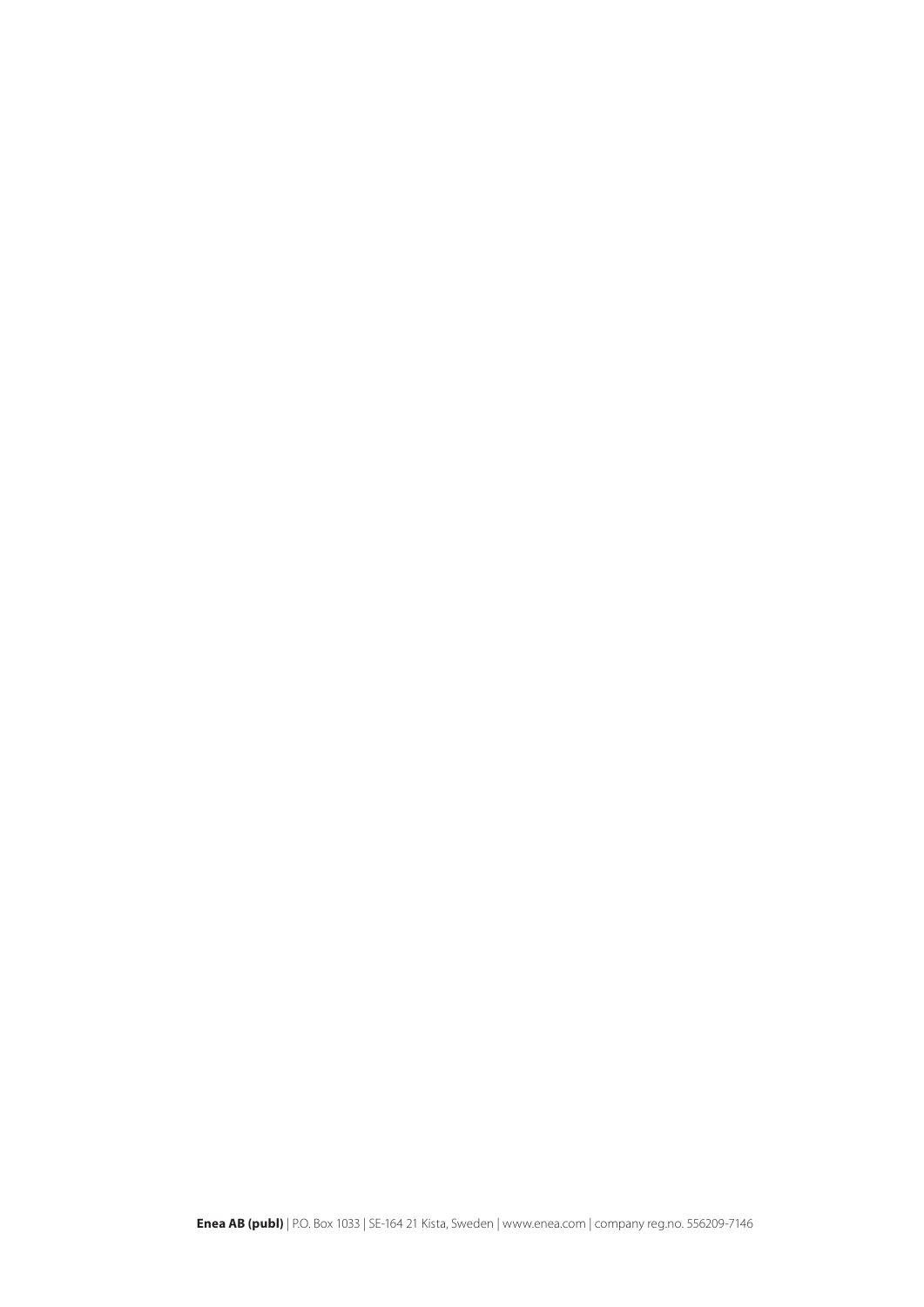**Enea AB (publ)** | P.O. Box 1033 | SE-164 21 Kista, Sweden | www.enea.com | company reg.no. 556209-7146